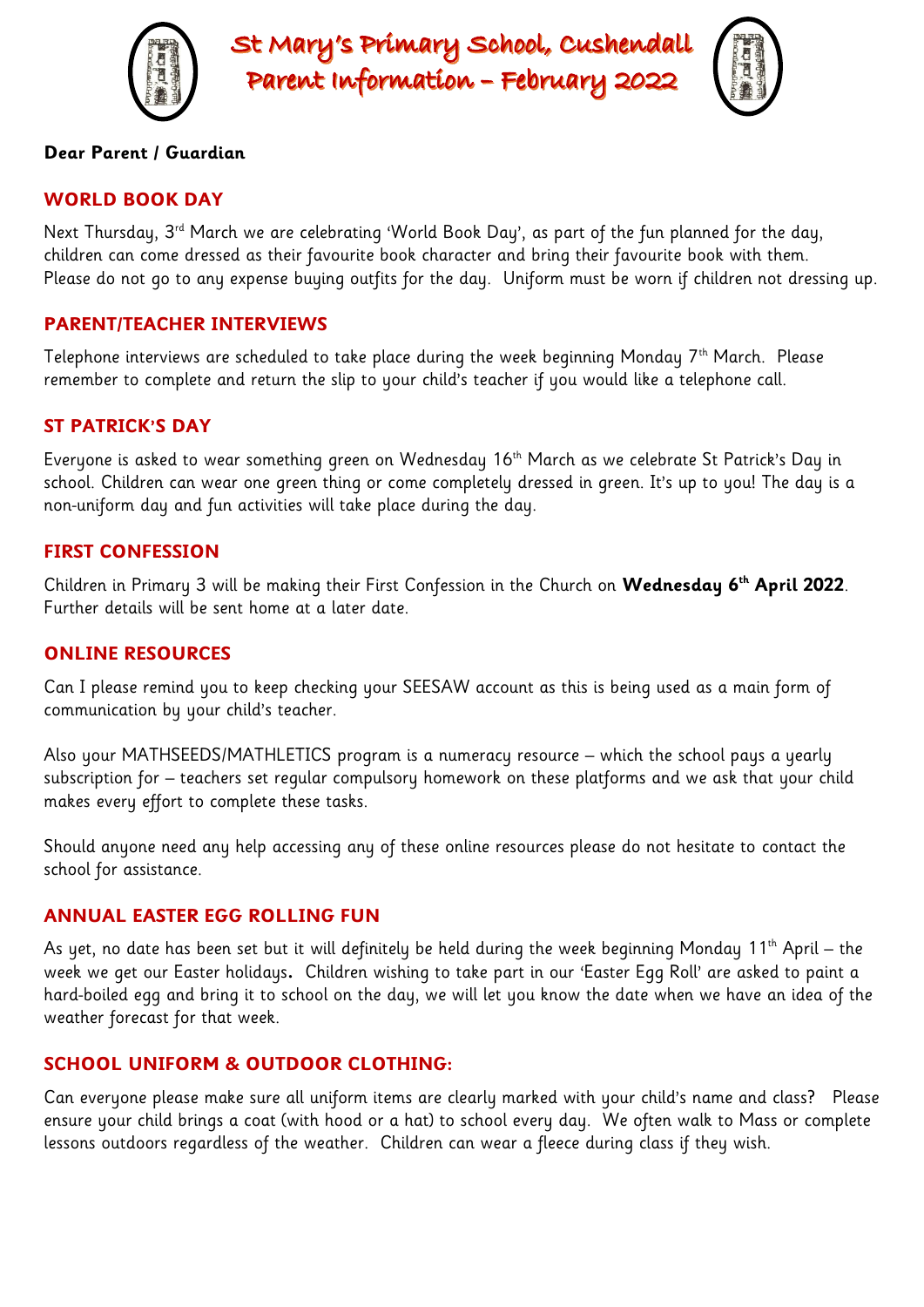# St Mary's Primary School, Cushendall
# Parent Information – February 2022

**Dear Parent / Guardian**

## WORLD BOOK DAY

Next Thursday, 3rd March we are celebrating 'World Book Day', as part of the fun planned for the day, children can come dressed as their favourite book character and bring their favourite book with them. Please do not go to any expense buying outfits for the day. Uniform must be worn if children not dressing up.

## PARENT/TEACHER INTERVIEWS

Telephone interviews are scheduled to take place during the week beginning Monday 7th March. Please remember to complete and return the slip to your child's teacher if you would like a telephone call.

## ST PATRICK'S DAY

Everyone is asked to wear something green on Wednesday 16th March as we celebrate St Patrick's Day in school. Children can wear one green thing or come completely dressed in green. It's up to you! The day is a non-uniform day and fun activities will take place during the day.

## FIRST CONFESSION

Children in Primary 3 will be making their First Confession in the Church on **Wednesday 6th April 2022**. Further details will be sent home at a later date.

## ONLINE RESOURCES

Can I please remind you to keep checking your SEESAW account as this is being used as a main form of communication by your child's teacher.

Also your MATHSEEDS/MATHLETICS program is a numeracy resource – which the school pays a yearly subscription for – teachers set regular compulsory homework on these platforms and we ask that your child makes every effort to complete these tasks.

Should anyone need any help accessing any of these online resources please do not hesitate to contact the school for assistance.

## ANNUAL EASTER EGG ROLLING FUN

As yet, no date has been set but it will definitely be held during the week beginning Monday 11th April – the week we get our Easter holidays**.** Children wishing to take part in our 'Easter Egg Roll' are asked to paint a hard-boiled egg and bring it to school on the day, we will let you know the date when we have an idea of the weather forecast for that week.

## SCHOOL UNIFORM & OUTDOOR CLOTHING:

Can everyone please make sure all uniform items are clearly marked with your child's name and class? Please ensure your child brings a coat (with hood or a hat) to school every day. We often walk to Mass or complete lessons outdoors regardless of the weather. Children can wear a fleece during class if they wish.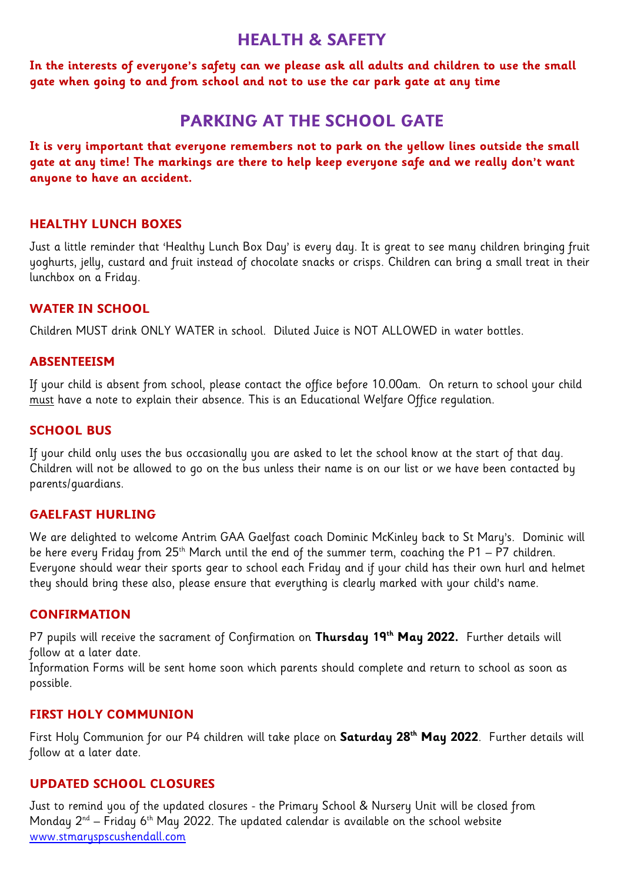# HEALTH & SAFETY

**In the interests of everyone's safety can we please ask all adults and children to use the small gate when going to and from school and not to use the car park gate at any time**

# PARKING AT THE SCHOOL GATE

**It is very important that everyone remembers not to park on the yellow lines outside the small gate at any time! The markings are there to help keep everyone safe and we really don't want anyone to have an accident.**

## HEALTHY LUNCH BOXES

Just a little reminder that 'Healthy Lunch Box Day' is every day. It is great to see many children bringing fruit yoghurts, jelly, custard and fruit instead of chocolate snacks or crisps. Children can bring a small treat in their lunchbox on a Friday.

## WATER IN SCHOOL

Children MUST drink ONLY WATER in school. Diluted Juice is NOT ALLOWED in water bottles.

## ABSENTEEISM

If your child is absent from school, please contact the office before 10.00am. On return to school your child must have a note to explain their absence. This is an Educational Welfare Office regulation.

## SCHOOL BUS

If your child only uses the bus occasionally you are asked to let the school know at the start of that day. Children will not be allowed to go on the bus unless their name is on our list or we have been contacted by parents/guardians.

## GAELFAST HURLING

We are delighted to welcome Antrim GAA Gaelfast coach Dominic McKinley back to St Mary's. Dominic will be here every Friday from 25th March until the end of the summer term, coaching the P1 – P7 children. Everyone should wear their sports gear to school each Friday and if your child has their own hurl and helmet they should bring these also, please ensure that everything is clearly marked with your child's name.

## CONFIRMATION

P7 pupils will receive the sacrament of Confirmation on **Thursday 19th May 2022.** Further details will follow at a later date.
Information Forms will be sent home soon which parents should complete and return to school as soon as possible.

## FIRST HOLY COMMUNION

First Holy Communion for our P4 children will take place on **Saturday 28th May 2022**. Further details will follow at a later date.

## UPDATED SCHOOL CLOSURES

Just to remind you of the updated closures - the Primary School & Nursery Unit will be closed from Monday 2nd – Friday 6th May 2022. The updated calendar is available on the school website www.stmaryspscushendall.com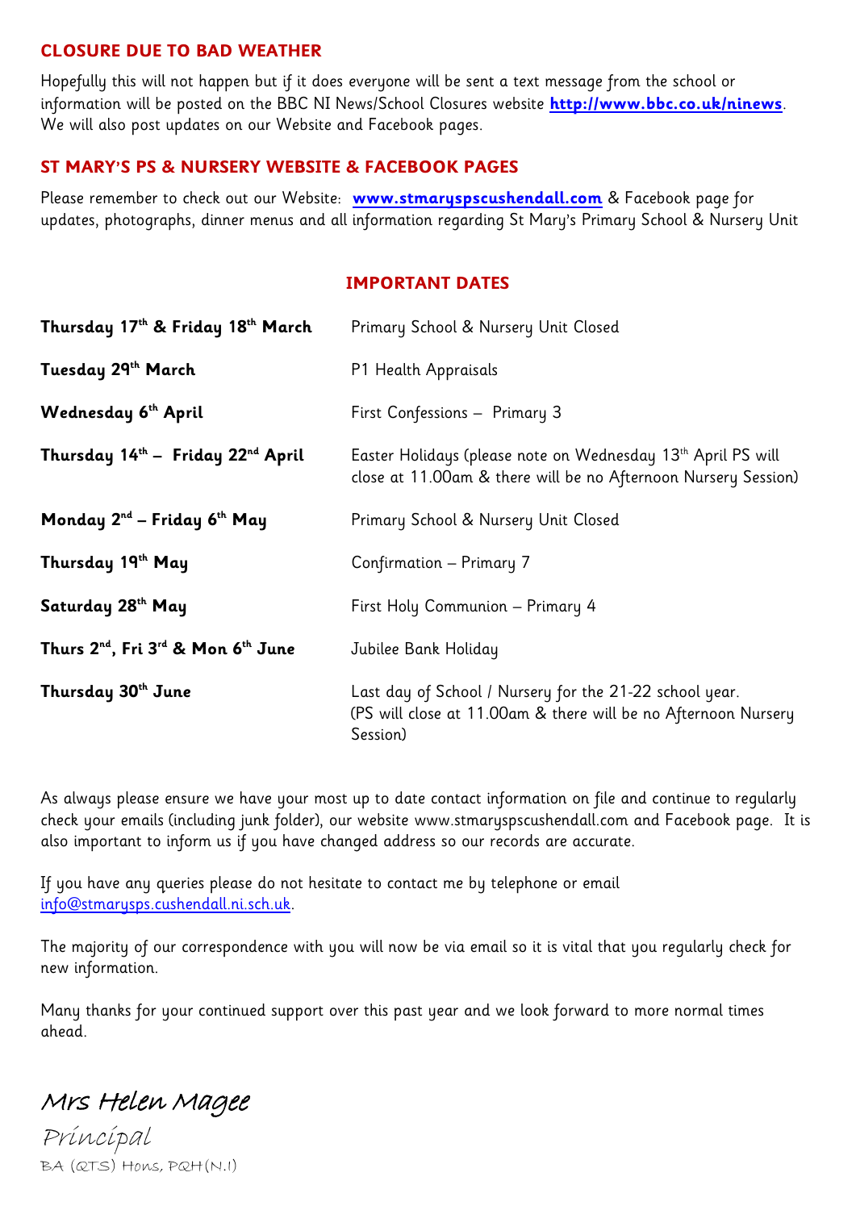## CLOSURE DUE TO BAD WEATHER

Hopefully this will not happen but if it does everyone will be sent a text message from the school or information will be posted on the BBC NI News/School Closures website **http://www.bbc.co.uk/ninews**. We will also post updates on our Website and Facebook pages.

## ST MARY'S PS & NURSERY WEBSITE & FACEBOOK PAGES

Please remember to check out our Website: **www.stmaryspscushendall.com** & Facebook page for updates, photographs, dinner menus and all information regarding St Mary's Primary School & Nursery Unit

## IMPORTANT DATES

| | |
|---|---|
| **Thursday 17th & Friday 18th March** | Primary School & Nursery Unit Closed |
| **Tuesday 29th March** | P1 Health Appraisals |
| **Wednesday 6th April** | First Confessions – Primary 3 |
| **Thursday 14th – Friday 22nd April** | Easter Holidays (please note on Wednesday 13th April PS will close at 11.00am & there will be no Afternoon Nursery Session) |
| **Monday 2nd – Friday 6th May** | Primary School & Nursery Unit Closed |
| **Thursday 19th May** | Confirmation – Primary 7 |
| **Saturday 28th May** | First Holy Communion – Primary 4 |
| **Thurs 2nd, Fri 3rd & Mon 6th June** | Jubilee Bank Holiday |
| **Thursday 30th June** | Last day of School / Nursery for the 21-22 school year. (PS will close at 11.00am & there will be no Afternoon Nursery Session) |

As always please ensure we have your most up to date contact information on file and continue to regularly check your emails (including junk folder), our website www.stmaryspscushendall.com and Facebook page. It is also important to inform us if you have changed address so our records are accurate.

If you have any queries please do not hesitate to contact me by telephone or email info@stmarysps.cushendall.ni.sch.uk.

The majority of our correspondence with you will now be via email so it is vital that you regularly check for new information.

Many thanks for your continued support over this past year and we look forward to more normal times ahead.

*Mrs Helen Magee*

*Principal*

BA (QTS) Hons, PQH(N.I)